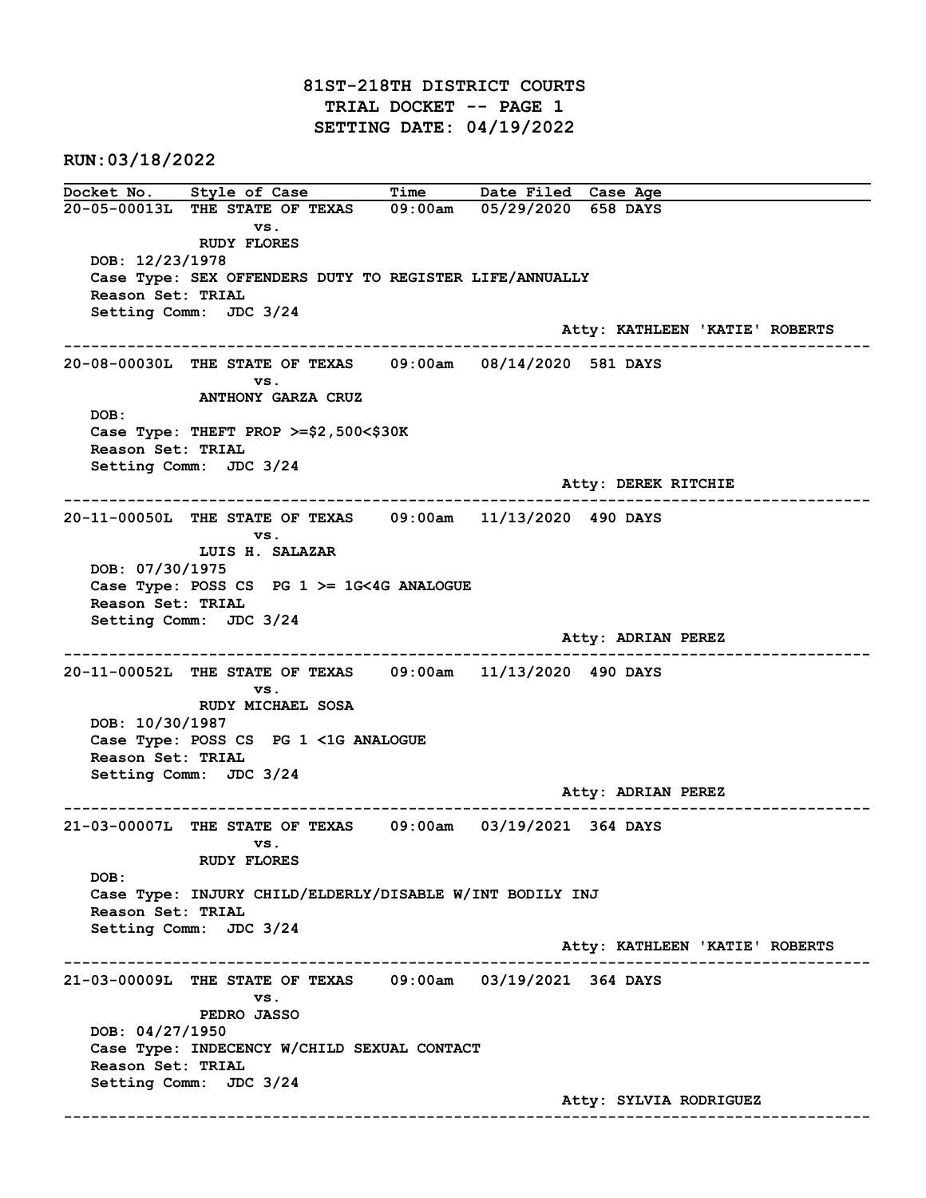# 81ST-218TH DISTRICT COURTS
## TRIAL DOCKET -- PAGE 1
## SETTING DATE: 04/19/2022

**RUN:03/18/2022**

| Docket No. | Style of Case | Time | Date Filed | Case Age |
|---|---|---|---|---|

---

**20-05-00013L** THE STATE OF TEXAS vs. RUDY FLORES — 09:00am — 05/29/2020 — 658 DAYS

DOB: 12/23/1978
Case Type: SEX OFFENDERS DUTY TO REGISTER LIFE/ANNUALLY
Reason Set: TRIAL
Setting Comm: JDC 3/24
Atty: KATHLEEN 'KATIE' ROBERTS

---

**20-08-00030L** THE STATE OF TEXAS vs. ANTHONY GARZA CRUZ — 09:00am — 08/14/2020 — 581 DAYS

DOB:
Case Type: THEFT PROP >=$2,500<$30K
Reason Set: TRIAL
Setting Comm: JDC 3/24
Atty: DEREK RITCHIE

---

**20-11-00050L** THE STATE OF TEXAS vs. LUIS H. SALAZAR — 09:00am — 11/13/2020 — 490 DAYS

DOB: 07/30/1975
Case Type: POSS CS PG 1 >= 1G<4G ANALOGUE
Reason Set: TRIAL
Setting Comm: JDC 3/24
Atty: ADRIAN PEREZ

---

**20-11-00052L** THE STATE OF TEXAS vs. RUDY MICHAEL SOSA — 09:00am — 11/13/2020 — 490 DAYS

DOB: 10/30/1987
Case Type: POSS CS PG 1 <1G ANALOGUE
Reason Set: TRIAL
Setting Comm: JDC 3/24
Atty: ADRIAN PEREZ

---

**21-03-00007L** THE STATE OF TEXAS vs. RUDY FLORES — 09:00am — 03/19/2021 — 364 DAYS

DOB:
Case Type: INJURY CHILD/ELDERLY/DISABLE W/INT BODILY INJ
Reason Set: TRIAL
Setting Comm: JDC 3/24
Atty: KATHLEEN 'KATIE' ROBERTS

---

**21-03-00009L** THE STATE OF TEXAS vs. PEDRO JASSO — 09:00am — 03/19/2021 — 364 DAYS

DOB: 04/27/1950
Case Type: INDECENCY W/CHILD SEXUAL CONTACT
Reason Set: TRIAL
Setting Comm: JDC 3/24
Atty: SYLVIA RODRIGUEZ

---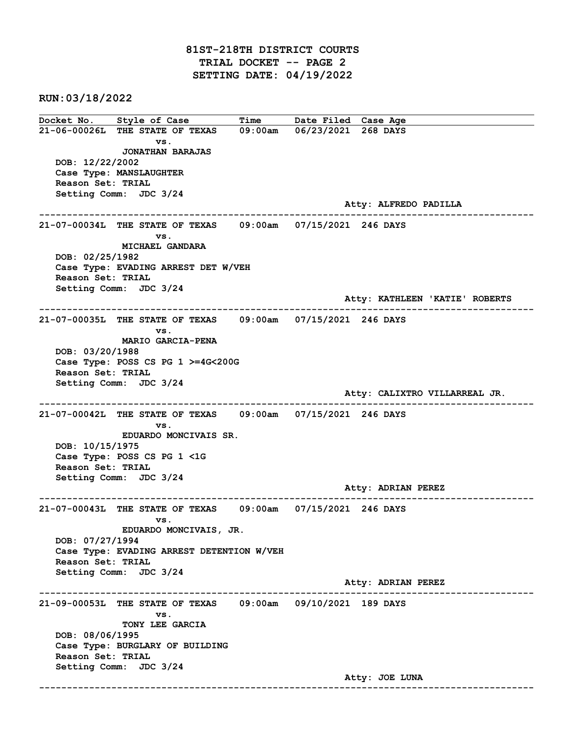# 81ST-218TH DISTRICT COURTS
## TRIAL DOCKET -- PAGE 2
## SETTING DATE: 04/19/2022

**RUN:03/18/2022**

| Docket No. | Style of Case | Time | Date Filed | Case Age |
|---|---|---|---|---|

**21-06-00026L THE STATE OF TEXAS 09:00am 06/23/2021 268 DAYS**
vs.
**JONATHAN BARAJAS**
DOB: 12/22/2002
Case Type: MANSLAUGHTER
Reason Set: TRIAL
Setting Comm: JDC 3/24
Atty: ALFREDO PADILLA

---

**21-07-00034L THE STATE OF TEXAS 09:00am 07/15/2021 246 DAYS**
vs.
**MICHAEL GANDARA**
DOB: 02/25/1982
Case Type: EVADING ARREST DET W/VEH
Reason Set: TRIAL
Setting Comm: JDC 3/24
Atty: KATHLEEN 'KATIE' ROBERTS

---

**21-07-00035L THE STATE OF TEXAS 09:00am 07/15/2021 246 DAYS**
vs.
**MARIO GARCIA-PENA**
DOB: 03/20/1988
Case Type: POSS CS PG 1 >=4G<200G
Reason Set: TRIAL
Setting Comm: JDC 3/24
Atty: CALIXTRO VILLARREAL JR.

---

**21-07-00042L THE STATE OF TEXAS 09:00am 07/15/2021 246 DAYS**
vs.
**EDUARDO MONCIVAIS SR.**
DOB: 10/15/1975
Case Type: POSS CS PG 1 <1G
Reason Set: TRIAL
Setting Comm: JDC 3/24
Atty: ADRIAN PEREZ

---

**21-07-00043L THE STATE OF TEXAS 09:00am 07/15/2021 246 DAYS**
vs.
**EDUARDO MONCIVAIS, JR.**
DOB: 07/27/1994
Case Type: EVADING ARREST DETENTION W/VEH
Reason Set: TRIAL
Setting Comm: JDC 3/24
Atty: ADRIAN PEREZ

---

**21-09-00053L THE STATE OF TEXAS 09:00am 09/10/2021 189 DAYS**
vs.
**TONY LEE GARCIA**
DOB: 08/06/1995
Case Type: BURGLARY OF BUILDING
Reason Set: TRIAL
Setting Comm: JDC 3/24
Atty: JOE LUNA

---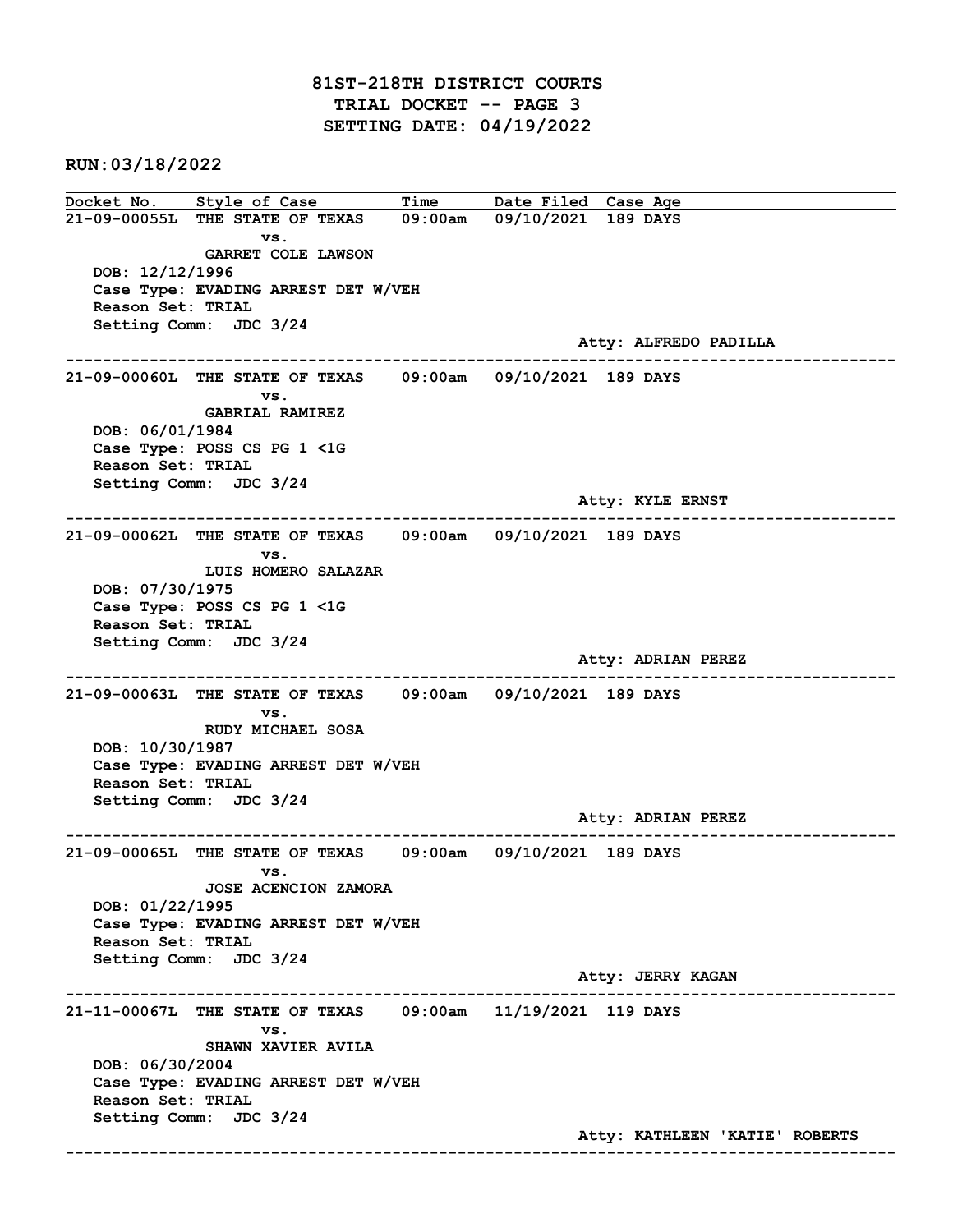# 81ST-218TH DISTRICT COURTS
## TRIAL DOCKET -- PAGE 3
## SETTING DATE: 04/19/2022

**RUN:03/18/2022**

| Docket No. | Style of Case | Time | Date Filed | Case Age |
|---|---|---|---|---|
| 21-09-00055L | THE STATE OF TEXAS vs. GARRET COLE LAWSON | 09:00am | 09/10/2021 | 189 DAYS |

DOB: 12/12/1996
Case Type: EVADING ARREST DET W/VEH
Reason Set: TRIAL
Setting Comm: JDC 3/24
Atty: ALFREDO PADILLA

---

| Docket No. | Style of Case | Time | Date Filed | Case Age |
|---|---|---|---|---|
| 21-09-00060L | THE STATE OF TEXAS vs. GABRIAL RAMIREZ | 09:00am | 09/10/2021 | 189 DAYS |

DOB: 06/01/1984
Case Type: POSS CS PG 1 <1G
Reason Set: TRIAL
Setting Comm: JDC 3/24
Atty: KYLE ERNST

---

| Docket No. | Style of Case | Time | Date Filed | Case Age |
|---|---|---|---|---|
| 21-09-00062L | THE STATE OF TEXAS vs. LUIS HOMERO SALAZAR | 09:00am | 09/10/2021 | 189 DAYS |

DOB: 07/30/1975
Case Type: POSS CS PG 1 <1G
Reason Set: TRIAL
Setting Comm: JDC 3/24
Atty: ADRIAN PEREZ

---

| Docket No. | Style of Case | Time | Date Filed | Case Age |
|---|---|---|---|---|
| 21-09-00063L | THE STATE OF TEXAS vs. RUDY MICHAEL SOSA | 09:00am | 09/10/2021 | 189 DAYS |

DOB: 10/30/1987
Case Type: EVADING ARREST DET W/VEH
Reason Set: TRIAL
Setting Comm: JDC 3/24
Atty: ADRIAN PEREZ

---

| Docket No. | Style of Case | Time | Date Filed | Case Age |
|---|---|---|---|---|
| 21-09-00065L | THE STATE OF TEXAS vs. JOSE ACENCION ZAMORA | 09:00am | 09/10/2021 | 189 DAYS |

DOB: 01/22/1995
Case Type: EVADING ARREST DET W/VEH
Reason Set: TRIAL
Setting Comm: JDC 3/24
Atty: JERRY KAGAN

---

| Docket No. | Style of Case | Time | Date Filed | Case Age |
|---|---|---|---|---|
| 21-11-00067L | THE STATE OF TEXAS vs. SHAWN XAVIER AVILA | 09:00am | 11/19/2021 | 119 DAYS |

DOB: 06/30/2004
Case Type: EVADING ARREST DET W/VEH
Reason Set: TRIAL
Setting Comm: JDC 3/24
Atty: KATHLEEN 'KATIE' ROBERTS

---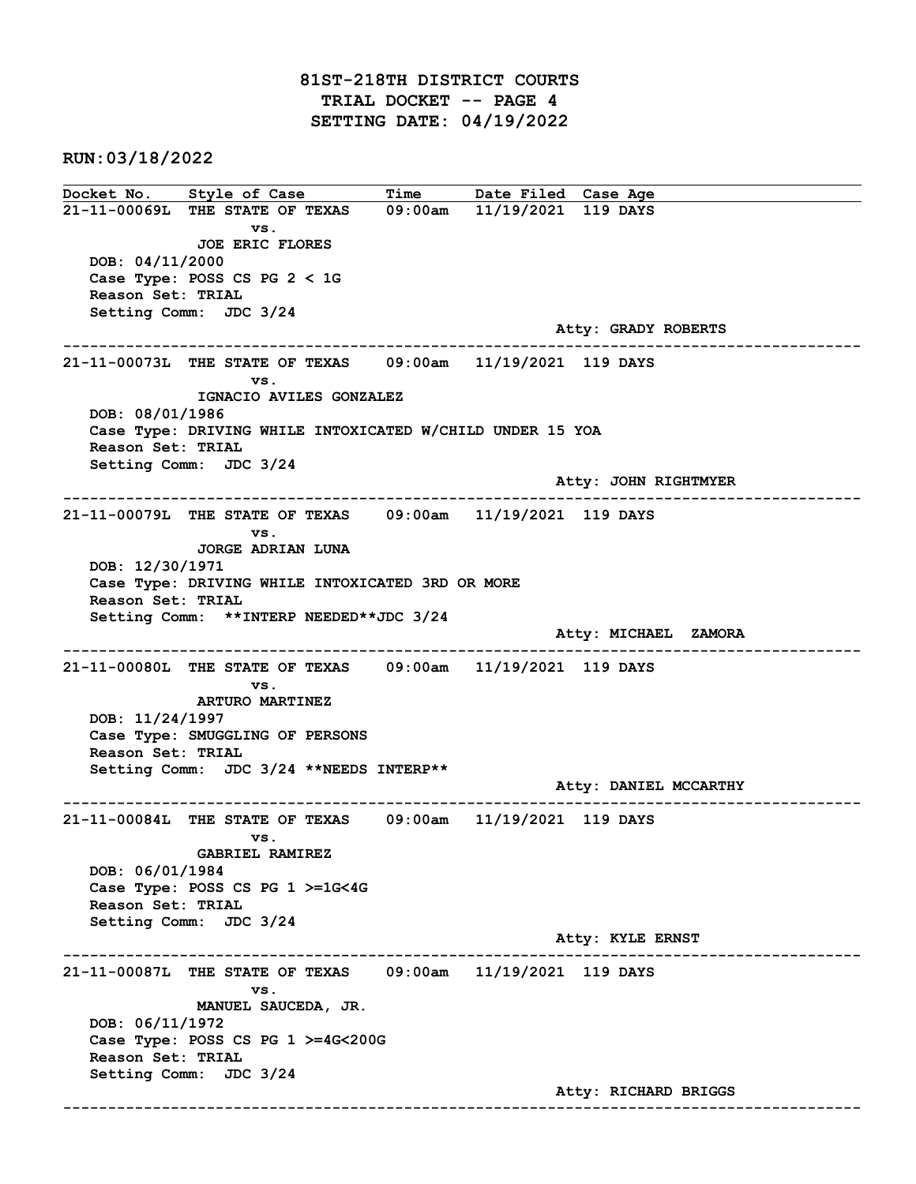# 81ST-218TH DISTRICT COURTS
## TRIAL DOCKET -- PAGE 4
## SETTING DATE: 04/19/2022

RUN:03/18/2022

| Docket No. | Style of Case | Time | Date Filed | Case Age |
|---|---|---|---|---|
| 21-11-00069L | THE STATE OF TEXAS vs. JOE ERIC FLORES | 09:00am | 11/19/2021 | 119 DAYS |

DOB: 04/11/2000
Case Type: POSS CS PG 2 < 1G
Reason Set: TRIAL
Setting Comm: JDC 3/24
Atty: GRADY ROBERTS

---

| Docket No. | Style of Case | Time | Date Filed | Case Age |
|---|---|---|---|---|
| 21-11-00073L | THE STATE OF TEXAS vs. IGNACIO AVILES GONZALEZ | 09:00am | 11/19/2021 | 119 DAYS |

DOB: 08/01/1986
Case Type: DRIVING WHILE INTOXICATED W/CHILD UNDER 15 YOA
Reason Set: TRIAL
Setting Comm: JDC 3/24
Atty: JOHN RIGHTMYER

---

| Docket No. | Style of Case | Time | Date Filed | Case Age |
|---|---|---|---|---|
| 21-11-00079L | THE STATE OF TEXAS vs. JORGE ADRIAN LUNA | 09:00am | 11/19/2021 | 119 DAYS |

DOB: 12/30/1971
Case Type: DRIVING WHILE INTOXICATED 3RD OR MORE
Reason Set: TRIAL
Setting Comm: **INTERP NEEDED**JDC 3/24
Atty: MICHAEL ZAMORA

---

| Docket No. | Style of Case | Time | Date Filed | Case Age |
|---|---|---|---|---|
| 21-11-00080L | THE STATE OF TEXAS vs. ARTURO MARTINEZ | 09:00am | 11/19/2021 | 119 DAYS |

DOB: 11/24/1997
Case Type: SMUGGLING OF PERSONS
Reason Set: TRIAL
Setting Comm: JDC 3/24 **NEEDS INTERP**
Atty: DANIEL MCCARTHY

---

| Docket No. | Style of Case | Time | Date Filed | Case Age |
|---|---|---|---|---|
| 21-11-00084L | THE STATE OF TEXAS vs. GABRIEL RAMIREZ | 09:00am | 11/19/2021 | 119 DAYS |

DOB: 06/01/1984
Case Type: POSS CS PG 1 >=1G<4G
Reason Set: TRIAL
Setting Comm: JDC 3/24
Atty: KYLE ERNST

---

| Docket No. | Style of Case | Time | Date Filed | Case Age |
|---|---|---|---|---|
| 21-11-00087L | THE STATE OF TEXAS vs. MANUEL SAUCEDA, JR. | 09:00am | 11/19/2021 | 119 DAYS |

DOB: 06/11/1972
Case Type: POSS CS PG 1 >=4G<200G
Reason Set: TRIAL
Setting Comm: JDC 3/24
Atty: RICHARD BRIGGS

---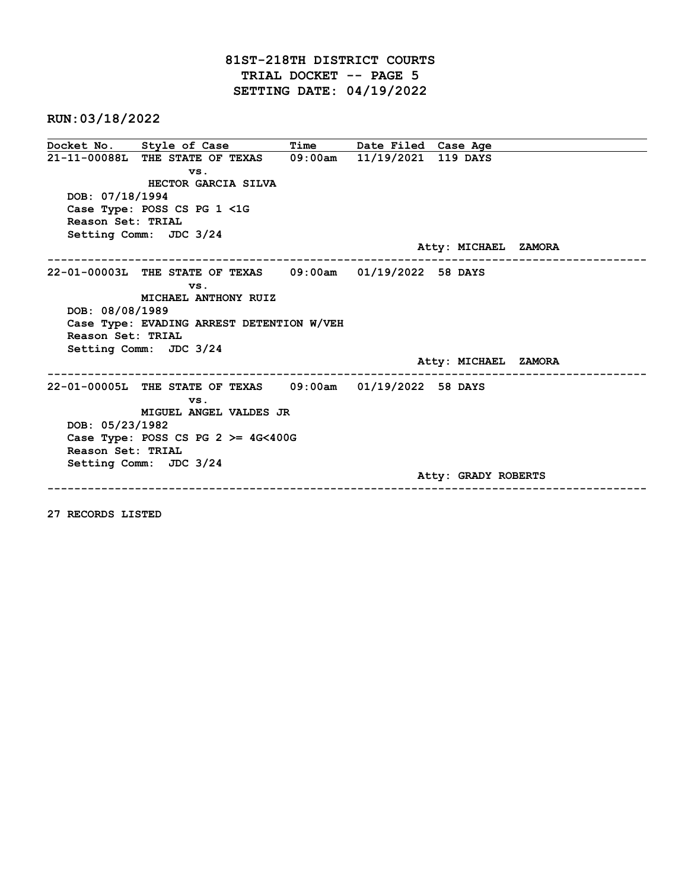# 81ST-218TH DISTRICT COURTS
## TRIAL DOCKET -- PAGE 5
## SETTING DATE: 04/19/2022

**RUN:03/18/2022**

| Docket No. | Style of Case | Time | Date Filed | Case Age |
|---|---|---|---|---|
| 21-11-00088L | THE STATE OF TEXAS vs. HECTOR GARCIA SILVA | 09:00am | 11/19/2021 | 119 DAYS |

DOB: 07/18/1994
Case Type: POSS CS PG 1 <1G
Reason Set: TRIAL
Setting Comm: JDC 3/24
Atty: MICHAEL ZAMORA

---

| Docket No. | Style of Case | Time | Date Filed | Case Age |
|---|---|---|---|---|
| 22-01-00003L | THE STATE OF TEXAS vs. MICHAEL ANTHONY RUIZ | 09:00am | 01/19/2022 | 58 DAYS |

DOB: 08/08/1989
Case Type: EVADING ARREST DETENTION W/VEH
Reason Set: TRIAL
Setting Comm: JDC 3/24
Atty: MICHAEL ZAMORA

---

| Docket No. | Style of Case | Time | Date Filed | Case Age |
|---|---|---|---|---|
| 22-01-00005L | THE STATE OF TEXAS vs. MIGUEL ANGEL VALDES JR | 09:00am | 01/19/2022 | 58 DAYS |

DOB: 05/23/1982
Case Type: POSS CS PG 2 >= 4G<400G
Reason Set: TRIAL
Setting Comm: JDC 3/24
Atty: GRADY ROBERTS

---

27 RECORDS LISTED